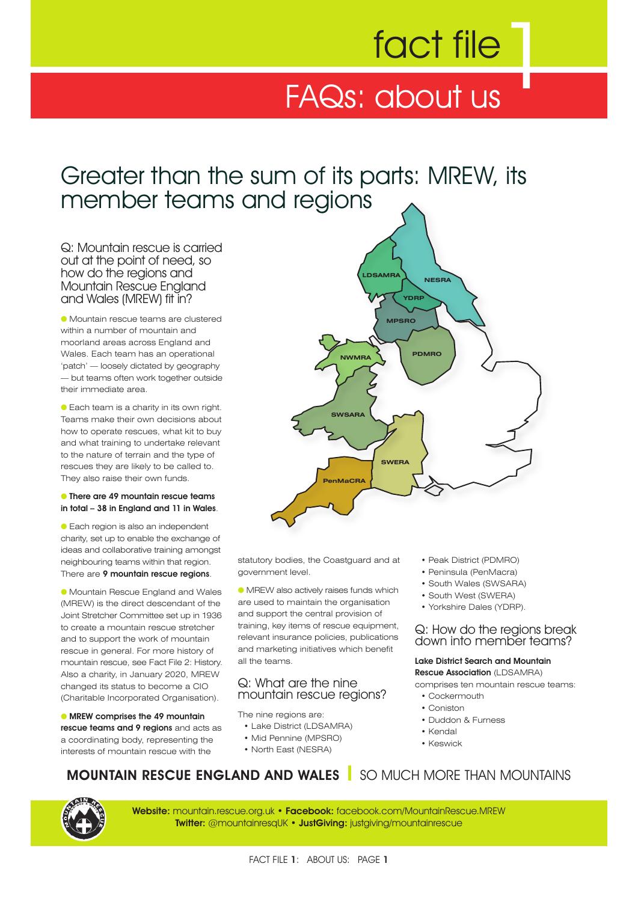# fact file 1

## FAQs: about us

# Greater than the sum of its parts: MREW, its member teams and regions

### Q: Mountain rescue is carried out at the point of need, so how do the regions and Mountain Rescue England and Wales (MREW) fit in?

- Mountain rescue teams are clustered within a number of mountain and moorland areas across England and Wales. Each team has an operational 'patch' — loosely dictated by geography — but teams often work together outside their immediate area.

- Each team is a charity in its own right. Teams make their own decisions about how to operate rescues, what kit to buy and what training to undertake relevant to the nature of terrain and the type of rescues they are likely to be called to. They also raise their own funds.

- **There are 49 mountain rescue teams in total – 38 in England and 11 in Wales**.

- Each region is also an independent charity, set up to enable the exchange of ideas and collaborative training amongst neighbouring teams within that region. There are **9 mountain rescue regions**.

- Mountain Rescue England and Wales (MREW) is the direct descendant of the Joint Stretcher Committee set up in 1936 to create a mountain rescue stretcher and to support the work of mountain rescue in general. For more history of mountain rescue, see Fact File 2: History. Also a charity, in January 2020, MREW changed its status to become a CIO (Charitable Incorporated Organisation).

- **MREW comprises the 49 mountain rescue teams and 9 regions** and acts as a coordinating body, representing the interests of mountain rescue with the statutory bodies, the Coastguard and at government level.

- MREW also actively raises funds which are used to maintain the organisation and support the central provision of training, key items of rescue equipment, relevant insurance policies, publications and marketing initiatives which benefit all the teams.

### Q: What are the nine mountain rescue regions?

The nine regions are:

- Lake District (LDSAMRA)
- Mid Pennine (MPSRO)
- North East (NESRA)
- Peak District (PDMRO)
- Peninsula (PenMacra)
- South Wales (SWSARA)
- South West (SWERA)
- Yorkshire Dales (YDRP).

### Q: How do the regions break down into member teams?

**Lake District Search and Mountain Rescue Association** (LDSAMRA) comprises ten mountain rescue teams:

- Cockermouth
- Coniston
- Duddon & Furness
- Kendal
- Keswick

**MOUNTAIN RESCUE ENGLAND AND WALES** | SO MUCH MORE THAN MOUNTAINS

**Website:** mountain.rescue.org.uk • **Facebook:** facebook.com/MountainRescue.MREW
**Twitter:** @mountainresqUK • **JustGiving:** justgiving/mountainrescue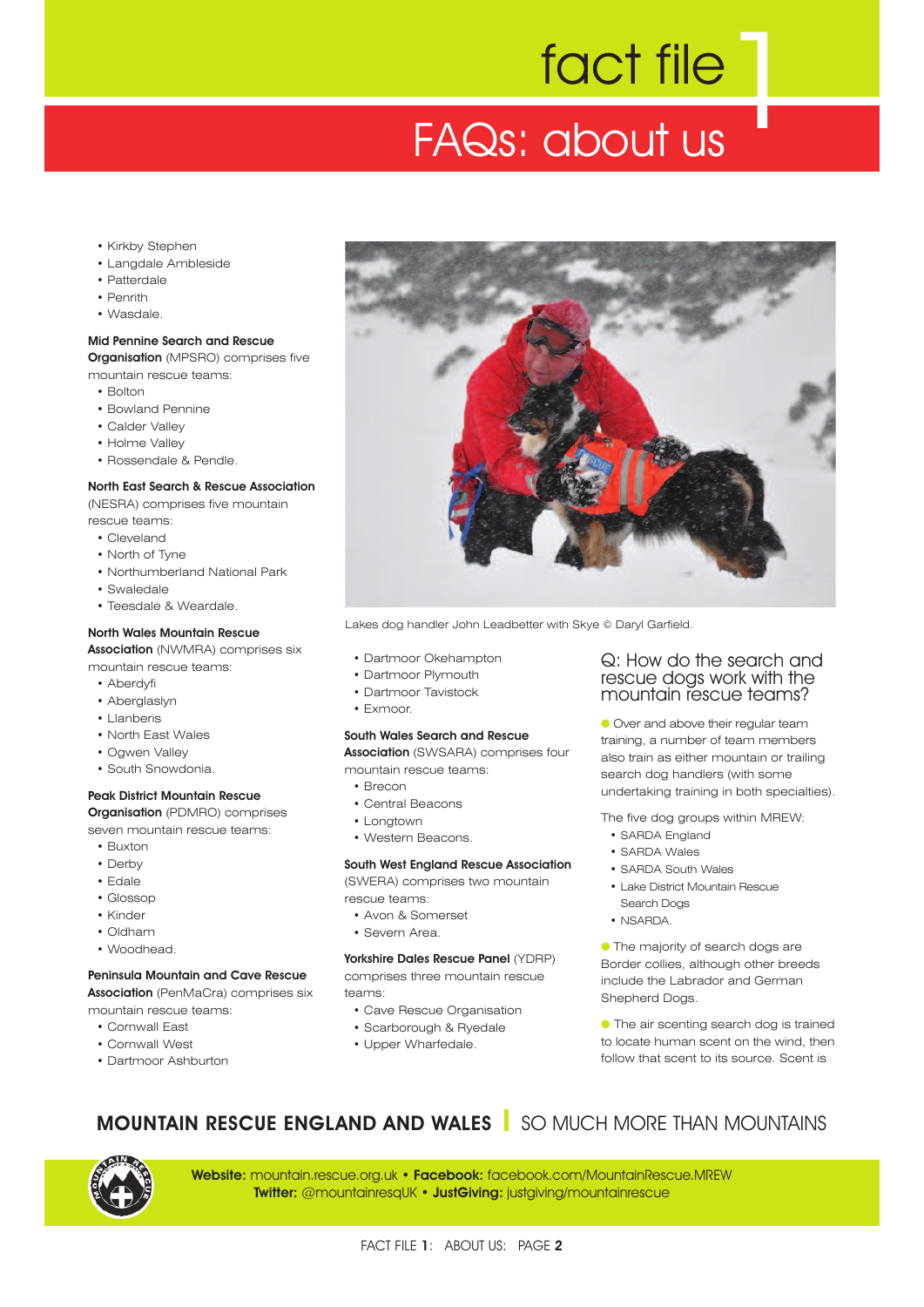# fact file

## FAQs: about us

- Kirkby Stephen
- Langdale Ambleside
- Patterdale
- Penrith
- Wasdale.

**Mid Pennine Search and Rescue Organisation** (MPSRO) comprises five mountain rescue teams:

- Bolton
- Bowland Pennine
- Calder Valley
- Holme Valley
- Rossendale & Pendle.

**North East Search & Rescue Association** (NESRA) comprises five mountain rescue teams:

- Cleveland
- North of Tyne
- Northumberland National Park
- Swaledale
- Teesdale & Weardale.

**North Wales Mountain Rescue Association** (NWMRA) comprises six mountain rescue teams:

- Aberdyfi
- Aberglaslyn
- Llanberis
- North East Wales
- Ogwen Valley
- South Snowdonia.

**Peak District Mountain Rescue Organisation** (PDMRO) comprises seven mountain rescue teams:

- Buxton
- Derby
- Edale
- Glossop
- Kinder
- Oldham
- Woodhead.

**Peninsula Mountain and Cave Rescue Association** (PenMaCra) comprises six mountain rescue teams:

- Cornwall East
- Cornwall West
- Dartmoor Ashburton
- Dartmoor Okehampton
- Dartmoor Plymouth
- Dartmoor Tavistock
- Exmoor.

Lakes dog handler John Leadbetter with Skye © Daryl Garfield.

**South Wales Search and Rescue Association** (SWSARA) comprises four mountain rescue teams:

- Brecon
- Central Beacons
- Longtown
- Western Beacons.

**South West England Rescue Association** (SWERA) comprises two mountain rescue teams:

- Avon & Somerset
- Severn Area.

**Yorkshire Dales Rescue Panel** (YDRP) comprises three mountain rescue teams:

- Cave Rescue Organisation
- Scarborough & Ryedale
- Upper Wharfedale.

### Q: How do the search and rescue dogs work with the mountain rescue teams?

Over and above their regular team training, a number of team members also train as either mountain or trailing search dog handlers (with some undertaking training in both specialties).

The five dog groups within MREW:

- SARDA England
- SARDA Wales
- SARDA South Wales
- Lake District Mountain Rescue Search Dogs
- NSARDA.

The majority of search dogs are Border collies, although other breeds include the Labrador and German Shepherd Dogs.

The air scenting search dog is trained to locate human scent on the wind, then follow that scent to its source. Scent is

**MOUNTAIN RESCUE ENGLAND AND WALES** | SO MUCH MORE THAN MOUNTAINS

**Website:** mountain.rescue.org.uk • **Facebook:** facebook.com/MountainRescue.MREW
**Twitter:** @mountainresqUK • **JustGiving:** justgiving/mountainrescue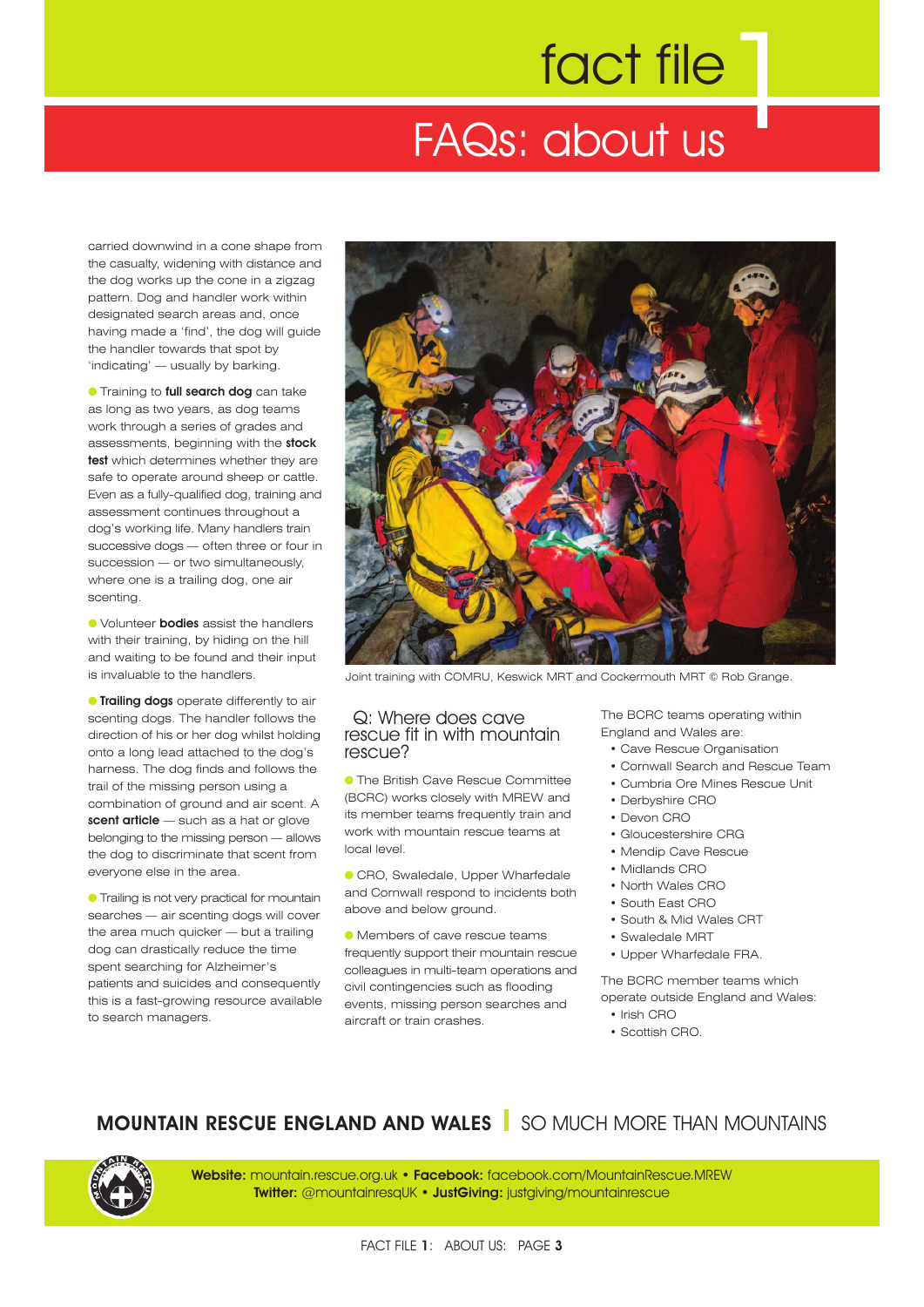# fact file 1

## FAQs: about us

carried downwind in a cone shape from the casualty, widening with distance and the dog works up the cone in a zigzag pattern. Dog and handler work within designated search areas and, once having made a 'find', the dog will guide the handler towards that spot by 'indicating' — usually by barking.

- Training to **full search dog** can take as long as two years, as dog teams work through a series of grades and assessments, beginning with the **stock test** which determines whether they are safe to operate around sheep or cattle. Even as a fully-qualified dog, training and assessment continues throughout a dog's working life. Many handlers train successive dogs — often three or four in succession — or two simultaneously, where one is a trailing dog, one air scenting.

- Volunteer **bodies** assist the handlers with their training, by hiding on the hill and waiting to be found and their input is invaluable to the handlers.

- **Trailing dogs** operate differently to air scenting dogs. The handler follows the direction of his or her dog whilst holding onto a long lead attached to the dog's harness. The dog finds and follows the trail of the missing person using a combination of ground and air scent. A **scent article** — such as a hat or glove belonging to the missing person — allows the dog to discriminate that scent from everyone else in the area.

- Trailing is not very practical for mountain searches — air scenting dogs will cover the area much quicker — but a trailing dog can drastically reduce the time spent searching for Alzheimer's patients and suicides and consequently this is a fast-growing resource available to search managers.

Joint training with COMRU, Keswick MRT and Cockermouth MRT © Rob Grange.

### Q: Where does cave rescue fit in with mountain rescue?

- The British Cave Rescue Committee (BCRC) works closely with MREW and its member teams frequently train and work with mountain rescue teams at local level.

- CRO, Swaledale, Upper Wharfedale and Cornwall respond to incidents both above and below ground.

- Members of cave rescue teams frequently support their mountain rescue colleagues in multi-team operations and civil contingencies such as flooding events, missing person searches and aircraft or train crashes.

The BCRC teams operating within England and Wales are:

- Cave Rescue Organisation
- Cornwall Search and Rescue Team
- Cumbria Ore Mines Rescue Unit
- Derbyshire CRO
- Devon CRO
- Gloucestershire CRG
- Mendip Cave Rescue
- Midlands CRO
- North Wales CRO
- South East CRO
- South & Mid Wales CRT
- Swaledale MRT
- Upper Wharfedale FRA.

The BCRC member teams which operate outside England and Wales:

- Irish CRO
- Scottish CRO.

**MOUNTAIN RESCUE ENGLAND AND WALES** | SO MUCH MORE THAN MOUNTAINS

**Website:** mountain.rescue.org.uk • **Facebook:** facebook.com/MountainRescue.MREW
**Twitter:** @mountainresqUK • **JustGiving:** justgiving/mountainrescue